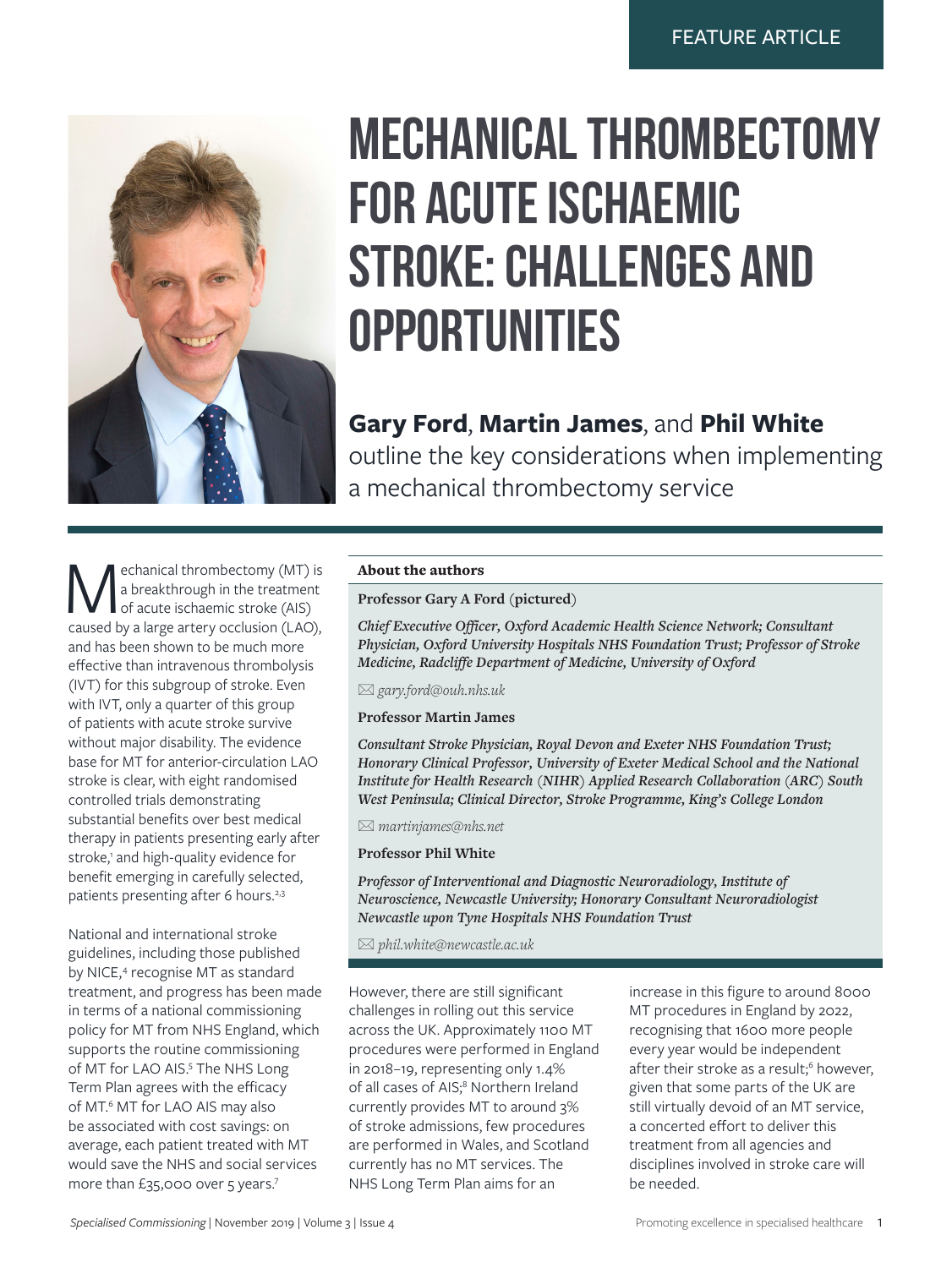FEATURE ARTICLE

# MECHANICAL THROMBECTOMY FOR ACUTE ISCHAEMIC STROKE: CHALLENGES AND OPPORTUNITIES

**Gary Ford**, **Martin James**, and **Phil White** outline the key considerations when implementing a mechanical thrombectomy service

Mechanical thrombectomy (MT) is a breakthrough in the treatment of acute ischaemic stroke (AIS) caused by a large artery occlusion (LAO), and has been shown to be much more effective than intravenous thrombolysis (IVT) for this subgroup of stroke. Even with IVT, only a quarter of this group of patients with acute stroke survive without major disability. The evidence base for MT for anterior-circulation LAO stroke is clear, with eight randomised controlled trials demonstrating substantial benefits over best medical therapy in patients presenting early after stroke,[1] and high-quality evidence for benefit emerging in carefully selected, patients presenting after 6 hours.[2,3]

National and international stroke guidelines, including those published by NICE,[4] recognise MT as standard treatment, and progress has been made in terms of a national commissioning policy for MT from NHS England, which supports the routine commissioning of MT for LAO AIS.[5] The NHS Long Term Plan agrees with the efficacy of MT.[6] MT for LAO AIS may also be associated with cost savings: on average, each patient treated with MT would save the NHS and social services more than £35,000 over 5 years.[7]

**About the authors**

**Professor Gary A Ford (pictured)**

*Chief Executive Officer, Oxford Academic Health Science Network; Consultant Physician, Oxford University Hospitals NHS Foundation Trust; Professor of Stroke Medicine, Radcliffe Department of Medicine, University of Oxford*

✉ *gary.ford@ouh.nhs.uk*

**Professor Martin James**

*Consultant Stroke Physician, Royal Devon and Exeter NHS Foundation Trust; Honorary Clinical Professor, University of Exeter Medical School and the National Institute for Health Research (NIHR) Applied Research Collaboration (ARC) South West Peninsula; Clinical Director, Stroke Programme, King's College London*

✉ *martinjames@nhs.net*

**Professor Phil White**

*Professor of Interventional and Diagnostic Neuroradiology, Institute of Neuroscience, Newcastle University; Honorary Consultant Neuroradiologist Newcastle upon Tyne Hospitals NHS Foundation Trust*

✉ *phil.white@newcastle.ac.uk*

However, there are still significant challenges in rolling out this service across the UK. Approximately 1100 MT procedures were performed in England in 2018–19, representing only 1.4% of all cases of AIS;[8] Northern Ireland currently provides MT to around 3% of stroke admissions, few procedures are performed in Wales, and Scotland currently has no MT services. The NHS Long Term Plan aims for an increase in this figure to around 8000 MT procedures in England by 2022, recognising that 1600 more people every year would be independent after their stroke as a result;[6] however, given that some parts of the UK are still virtually devoid of an MT service, a concerted effort to deliver this treatment from all agencies and disciplines involved in stroke care will be needed.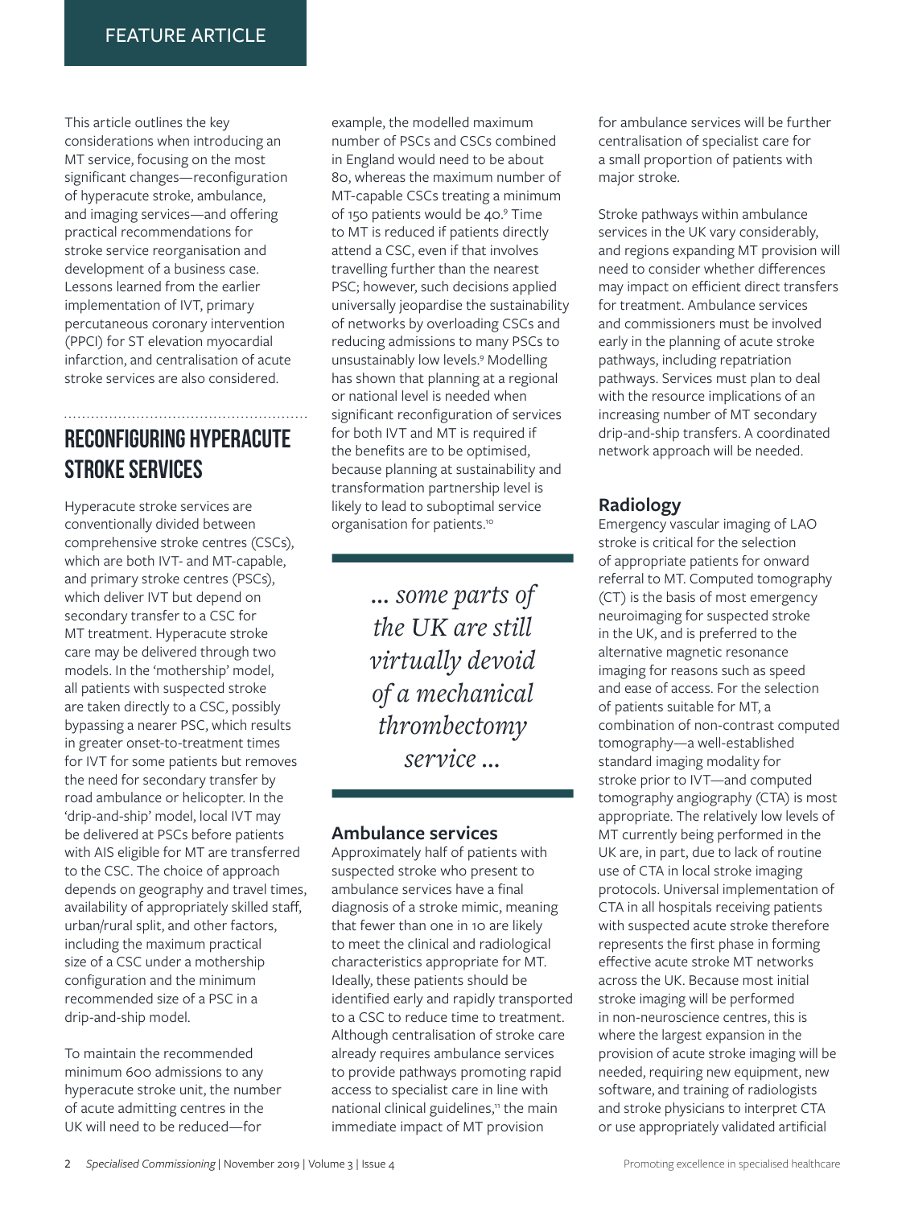This article outlines the key considerations when introducing an MT service, focusing on the most significant changes—reconfiguration of hyperacute stroke, ambulance, and imaging services—and offering practical recommendations for stroke service reorganisation and development of a business case. Lessons learned from the earlier implementation of IVT, primary percutaneous coronary intervention (PPCI) for ST elevation myocardial infarction, and centralisation of acute stroke services are also considered.

## RECONFIGURING HYPERACUTE STROKE SERVICES

Hyperacute stroke services are conventionally divided between comprehensive stroke centres (CSCs), which are both IVT- and MT-capable, and primary stroke centres (PSCs), which deliver IVT but depend on secondary transfer to a CSC for MT treatment. Hyperacute stroke care may be delivered through two models. In the 'mothership' model, all patients with suspected stroke are taken directly to a CSC, possibly bypassing a nearer PSC, which results in greater onset-to-treatment times for IVT for some patients but removes the need for secondary transfer by road ambulance or helicopter. In the 'drip-and-ship' model, local IVT may be delivered at PSCs before patients with AIS eligible for MT are transferred to the CSC. The choice of approach depends on geography and travel times, availability of appropriately skilled staff, urban/rural split, and other factors, including the maximum practical size of a CSC under a mothership configuration and the minimum recommended size of a PSC in a drip-and-ship model.

To maintain the recommended minimum 600 admissions to any hyperacute stroke unit, the number of acute admitting centres in the UK will need to be reduced—for example, the modelled maximum number of PSCs and CSCs combined in England would need to be about 80, whereas the maximum number of MT-capable CSCs treating a minimum of 150 patients would be 40.[9] Time to MT is reduced if patients directly attend a CSC, even if that involves travelling further than the nearest PSC; however, such decisions applied universally jeopardise the sustainability of networks by overloading CSCs and reducing admissions to many PSCs to unsustainably low levels.[9] Modelling has shown that planning at a regional or national level is needed when significant reconfiguration of services for both IVT and MT is required if the benefits are to be optimised, because planning at sustainability and transformation partnership level is likely to lead to suboptimal service organisation for patients.[10]

> *... some parts of the UK are still virtually devoid of a mechanical thrombectomy service ...*

### Ambulance services

Approximately half of patients with suspected stroke who present to ambulance services have a final diagnosis of a stroke mimic, meaning that fewer than one in 10 are likely to meet the clinical and radiological characteristics appropriate for MT. Ideally, these patients should be identified early and rapidly transported to a CSC to reduce time to treatment. Although centralisation of stroke care already requires ambulance services to provide pathways promoting rapid access to specialist care in line with national clinical guidelines,[11] the main immediate impact of MT provision for ambulance services will be further centralisation of specialist care for a small proportion of patients with major stroke.

Stroke pathways within ambulance services in the UK vary considerably, and regions expanding MT provision will need to consider whether differences may impact on efficient direct transfers for treatment. Ambulance services and commissioners must be involved early in the planning of acute stroke pathways, including repatriation pathways. Services must plan to deal with the resource implications of an increasing number of MT secondary drip-and-ship transfers. A coordinated network approach will be needed.

### Radiology

Emergency vascular imaging of LAO stroke is critical for the selection of appropriate patients for onward referral to MT. Computed tomography (CT) is the basis of most emergency neuroimaging for suspected stroke in the UK, and is preferred to the alternative magnetic resonance imaging for reasons such as speed and ease of access. For the selection of patients suitable for MT, a combination of non-contrast computed tomography—a well-established standard imaging modality for stroke prior to IVT—and computed tomography angiography (CTA) is most appropriate. The relatively low levels of MT currently being performed in the UK are, in part, due to lack of routine use of CTA in local stroke imaging protocols. Universal implementation of CTA in all hospitals receiving patients with suspected acute stroke therefore represents the first phase in forming effective acute stroke MT networks across the UK. Because most initial stroke imaging will be performed in non-neuroscience centres, this is where the largest expansion in the provision of acute stroke imaging will be needed, requiring new equipment, new software, and training of radiologists and stroke physicians to interpret CTA or use appropriately validated artificial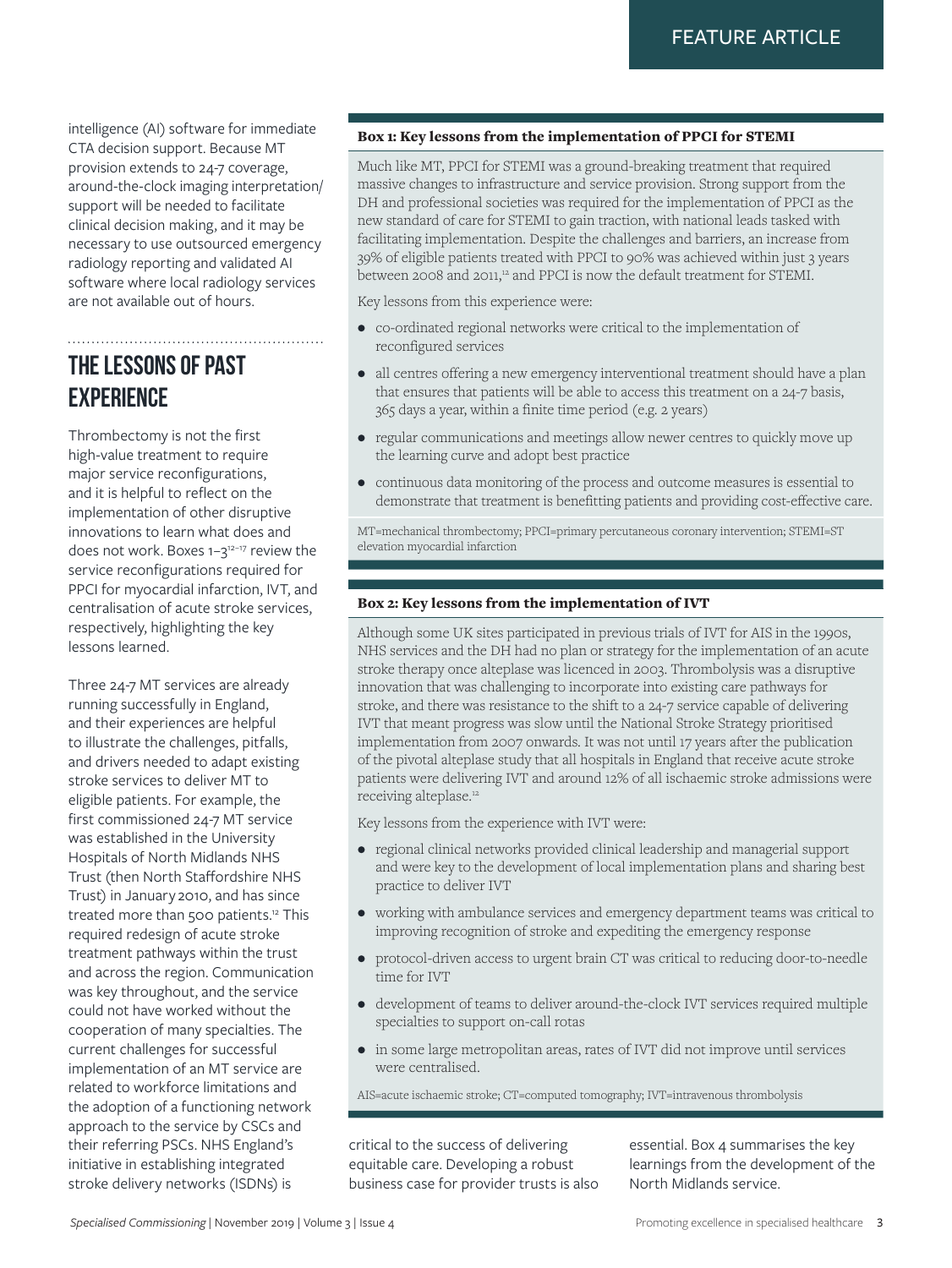intelligence (AI) software for immediate CTA decision support. Because MT provision extends to 24-7 coverage, around-the-clock imaging interpretation/support will be needed to facilitate clinical decision making, and it may be necessary to use outsourced emergency radiology reporting and validated AI software where local radiology services are not available out of hours.

## THE LESSONS OF PAST EXPERIENCE

Thrombectomy is not the first high-value treatment to require major service reconfigurations, and it is helpful to reflect on the implementation of other disruptive innovations to learn what does and does not work. Boxes 1–3[12–17] review the service reconfigurations required for PPCI for myocardial infarction, IVT, and centralisation of acute stroke services, respectively, highlighting the key lessons learned.

Three 24-7 MT services are already running successfully in England, and their experiences are helpful to illustrate the challenges, pitfalls, and drivers needed to adapt existing stroke services to deliver MT to eligible patients. For example, the first commissioned 24-7 MT service was established in the University Hospitals of North Midlands NHS Trust (then North Staffordshire NHS Trust) in January 2010, and has since treated more than 500 patients.[12] This required redesign of acute stroke treatment pathways within the trust and across the region. Communication was key throughout, and the service could not have worked without the cooperation of many specialties. The current challenges for successful implementation of an MT service are related to workforce limitations and the adoption of a functioning network approach to the service by CSCs and their referring PSCs. NHS England's initiative in establishing integrated stroke delivery networks (ISDNs) is critical to the success of delivering equitable care. Developing a robust business case for provider trusts is also essential. Box 4 summarises the key learnings from the development of the North Midlands service.

### Box 1: Key lessons from the implementation of PPCI for STEMI

Much like MT, PPCI for STEMI was a ground-breaking treatment that required massive changes to infrastructure and service provision. Strong support from the DH and professional societies was required for the implementation of PPCI as the new standard of care for STEMI to gain traction, with national leads tasked with facilitating implementation. Despite the challenges and barriers, an increase from 39% of eligible patients treated with PPCI to 90% was achieved within just 3 years between 2008 and 2011,[12] and PPCI is now the default treatment for STEMI.

Key lessons from this experience were:

- co-ordinated regional networks were critical to the implementation of reconfigured services
- all centres offering a new emergency interventional treatment should have a plan that ensures that patients will be able to access this treatment on a 24-7 basis, 365 days a year, within a finite time period (e.g. 2 years)
- regular communications and meetings allow newer centres to quickly move up the learning curve and adopt best practice
- continuous data monitoring of the process and outcome measures is essential to demonstrate that treatment is benefitting patients and providing cost-effective care.

MT=mechanical thrombectomy; PPCI=primary percutaneous coronary intervention; STEMI=ST elevation myocardial infarction

### Box 2: Key lessons from the implementation of IVT

Although some UK sites participated in previous trials of IVT for AIS in the 1990s, NHS services and the DH had no plan or strategy for the implementation of an acute stroke therapy once alteplase was licenced in 2003. Thrombolysis was a disruptive innovation that was challenging to incorporate into existing care pathways for stroke, and there was resistance to the shift to a 24-7 service capable of delivering IVT that meant progress was slow until the National Stroke Strategy prioritised implementation from 2007 onwards. It was not until 17 years after the publication of the pivotal alteplase study that all hospitals in England that receive acute stroke patients were delivering IVT and around 12% of all ischaemic stroke admissions were receiving alteplase.[12]

Key lessons from the experience with IVT were:

- regional clinical networks provided clinical leadership and managerial support and were key to the development of local implementation plans and sharing best practice to deliver IVT
- working with ambulance services and emergency department teams was critical to improving recognition of stroke and expediting the emergency response
- protocol-driven access to urgent brain CT was critical to reducing door-to-needle time for IVT
- development of teams to deliver around-the-clock IVT services required multiple specialties to support on-call rotas
- in some large metropolitan areas, rates of IVT did not improve until services were centralised.

AIS=acute ischaemic stroke; CT=computed tomography; IVT=intravenous thrombolysis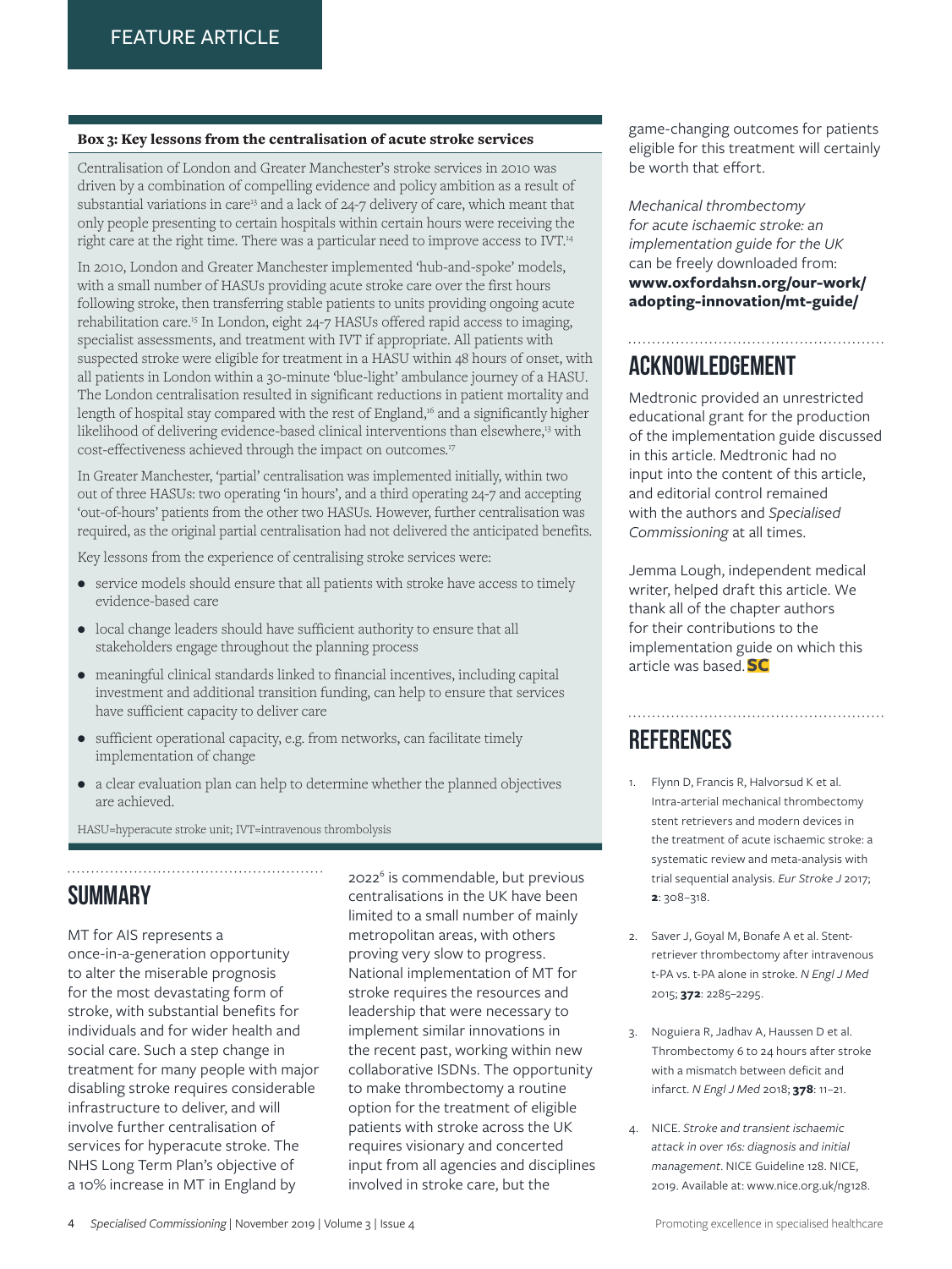**Box 3: Key lessons from the centralisation of acute stroke services**

Centralisation of London and Greater Manchester's stroke services in 2010 was driven by a combination of compelling evidence and policy ambition as a result of substantial variations in care[13] and a lack of 24-7 delivery of care, which meant that only people presenting to certain hospitals within certain hours were receiving the right care at the right time. There was a particular need to improve access to IVT.[14]

In 2010, London and Greater Manchester implemented 'hub-and-spoke' models, with a small number of HASUs providing acute stroke care over the first hours following stroke, then transferring stable patients to units providing ongoing acute rehabilitation care.[15] In London, eight 24-7 HASUs offered rapid access to imaging, specialist assessments, and treatment with IVT if appropriate. All patients with suspected stroke were eligible for treatment in a HASU within 48 hours of onset, with all patients in London within a 30-minute 'blue-light' ambulance journey of a HASU. The London centralisation resulted in significant reductions in patient mortality and length of hospital stay compared with the rest of England,[16] and a significantly higher likelihood of delivering evidence-based clinical interventions than elsewhere,[13] with cost-effectiveness achieved through the impact on outcomes.[17]

In Greater Manchester, 'partial' centralisation was implemented initially, within two out of three HASUs: two operating 'in hours', and a third operating 24-7 and accepting 'out-of-hours' patients from the other two HASUs. However, further centralisation was required, as the original partial centralisation had not delivered the anticipated benefits.

Key lessons from the experience of centralising stroke services were:

- service models should ensure that all patients with stroke have access to timely evidence-based care
- local change leaders should have sufficient authority to ensure that all stakeholders engage throughout the planning process
- meaningful clinical standards linked to financial incentives, including capital investment and additional transition funding, can help to ensure that services have sufficient capacity to deliver care
- sufficient operational capacity, e.g. from networks, can facilitate timely implementation of change
- a clear evaluation plan can help to determine whether the planned objectives are achieved.

HASU=hyperacute stroke unit; IVT=intravenous thrombolysis

## SUMMARY

MT for AIS represents a once-in-a-generation opportunity to alter the miserable prognosis for the most devastating form of stroke, with substantial benefits for individuals and for wider health and social care. Such a step change in treatment for many people with major disabling stroke requires considerable infrastructure to deliver, and will involve further centralisation of services for hyperacute stroke. The NHS Long Term Plan's objective of a 10% increase in MT in England by 2022[6] is commendable, but previous centralisations in the UK have been limited to a small number of mainly metropolitan areas, with others proving very slow to progress. National implementation of MT for stroke requires the resources and leadership that were necessary to implement similar innovations in the recent past, working within new collaborative ISDNs. The opportunity to make thrombectomy a routine option for the treatment of eligible patients with stroke across the UK requires visionary and concerted input from all agencies and disciplines involved in stroke care, but the game-changing outcomes for patients eligible for this treatment will certainly be worth that effort.

*Mechanical thrombectomy for acute ischaemic stroke: an implementation guide for the UK* can be freely downloaded from: **www.oxfordahsn.org/our-work/adopting-innovation/mt-guide/**

## ACKNOWLEDGEMENT

Medtronic provided an unrestricted educational grant for the production of the implementation guide discussed in this article. Medtronic had no input into the content of this article, and editorial control remained with the authors and *Specialised Commissioning* at all times.

Jemma Lough, independent medical writer, helped draft this article. We thank all of the chapter authors for their contributions to the implementation guide on which this article was based. **SC**

## REFERENCES

1. Flynn D, Francis R, Halvorsud K et al. Intra-arterial mechanical thrombectomy stent retrievers and modern devices in the treatment of acute ischaemic stroke: a systematic review and meta-analysis with trial sequential analysis. *Eur Stroke J* 2017; **2**: 308–318.
2. Saver J, Goyal M, Bonafe A et al. Stent-retriever thrombectomy after intravenous t-PA vs. t-PA alone in stroke. *N Engl J Med* 2015; **372**: 2285–2295.
3. Noguiera R, Jadhav A, Haussen D et al. Thrombectomy 6 to 24 hours after stroke with a mismatch between deficit and infarct. *N Engl J Med* 2018; **378**: 11–21.
4. NICE. *Stroke and transient ischaemic attack in over 16s: diagnosis and initial management*. NICE Guideline 128. NICE, 2019. Available at: www.nice.org.uk/ng128.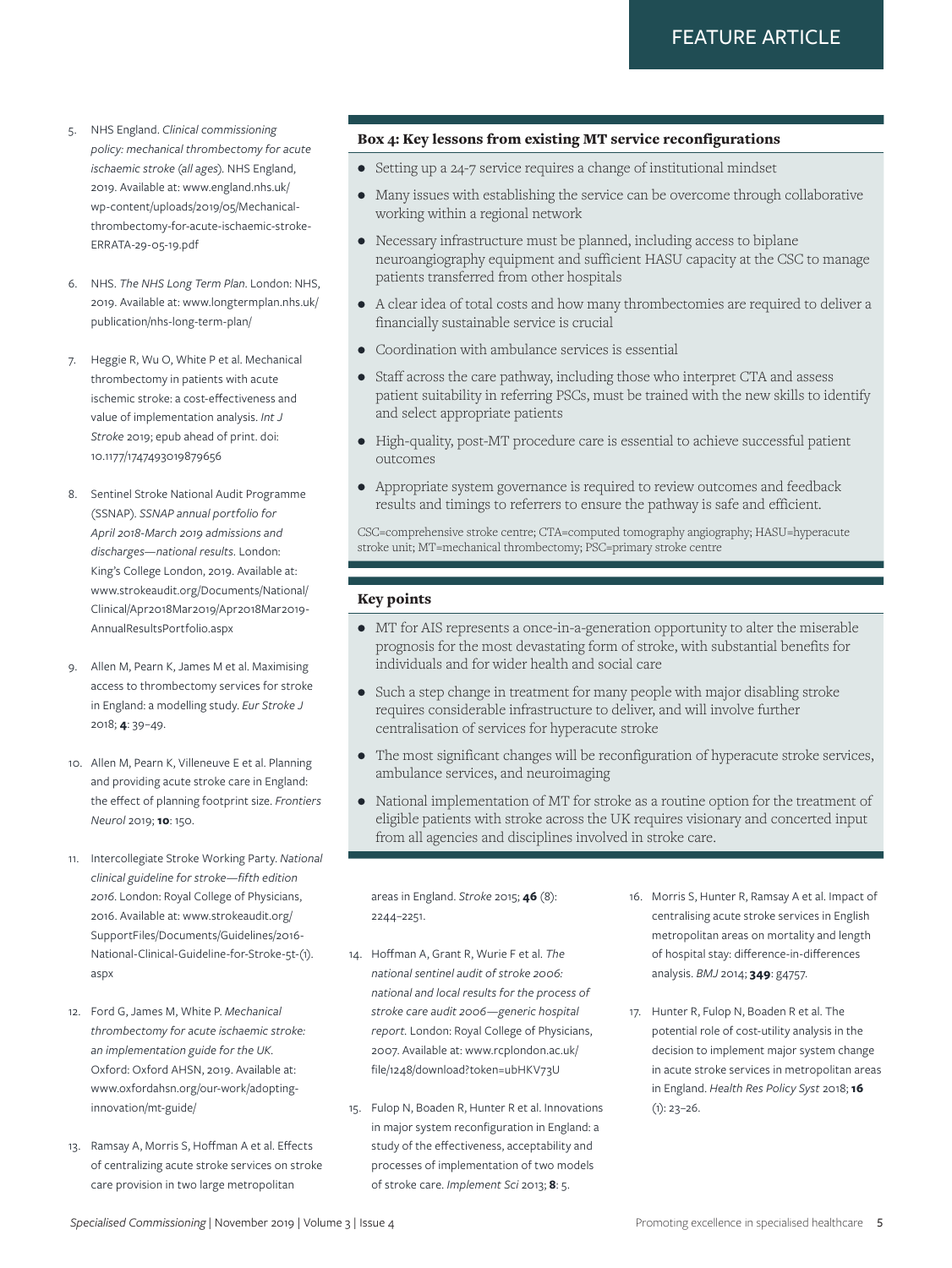5. NHS England. *Clinical commissioning policy: mechanical thrombectomy for acute ischaemic stroke (all ages)*. NHS England, 2019. Available at: www.england.nhs.uk/wp-content/uploads/2019/05/Mechanical-thrombectomy-for-acute-ischaemic-stroke-ERRATA-29-05-19.pdf

6. NHS. *The NHS Long Term Plan*. London: NHS, 2019. Available at: www.longtermplan.nhs.uk/publication/nhs-long-term-plan/

7. Heggie R, Wu O, White P et al. Mechanical thrombectomy in patients with acute ischemic stroke: a cost-effectiveness and value of implementation analysis. *Int J Stroke* 2019; epub ahead of print. doi: 10.1177/1747493019879656

8. Sentinel Stroke National Audit Programme (SSNAP). *SSNAP annual portfolio for April 2018-March 2019 admissions and discharges—national results*. London: King's College London, 2019. Available at: www.strokeaudit.org/Documents/National/Clinical/Apr2018Mar2019/Apr2018Mar2019-AnnualResultsPortfolio.aspx

9. Allen M, Pearn K, James M et al. Maximising access to thrombectomy services for stroke in England: a modelling study. *Eur Stroke J* 2018; **4**: 39–49.

10. Allen M, Pearn K, Villeneuve E et al. Planning and providing acute stroke care in England: the effect of planning footprint size. *Frontiers Neurol* 2019; **10**: 150.

11. Intercollegiate Stroke Working Party. *National clinical guideline for stroke—fifth edition 2016*. London: Royal College of Physicians, 2016. Available at: www.strokeaudit.org/SupportFiles/Documents/Guidelines/2016-National-Clinical-Guideline-for-Stroke-5t-(1).aspx

12. Ford G, James M, White P. *Mechanical thrombectomy for acute ischaemic stroke: an implementation guide for the UK*. Oxford: Oxford AHSN, 2019. Available at: www.oxfordahsn.org/our-work/adopting-innovation/mt-guide/

13. Ramsay A, Morris S, Hoffman A et al. Effects of centralizing acute stroke services on stroke care provision in two large metropolitan areas in England. *Stroke* 2015; **46** (8): 2244–2251.

14. Hoffman A, Grant R, Wurie F et al. *The national sentinel audit of stroke 2006: national and local results for the process of stroke care audit 2006—generic hospital report*. London: Royal College of Physicians, 2007. Available at: www.rcplondon.ac.uk/file/1248/download?token=ubHKV73U

15. Fulop N, Boaden R, Hunter R et al. Innovations in major system reconfiguration in England: a study of the effectiveness, acceptability and processes of implementation of two models of stroke care. *Implement Sci* 2013; **8**: 5.

16. Morris S, Hunter R, Ramsay A et al. Impact of centralising acute stroke services in English metropolitan areas on mortality and length of hospital stay: difference-in-differences analysis. *BMJ* 2014; **349**: g4757.

17. Hunter R, Fulop N, Boaden R et al. The potential role of cost-utility analysis in the decision to implement major system change in acute stroke services in metropolitan areas in England. *Health Res Policy Syst* 2018; **16** (1): 23–26.

### Box 4: Key lessons from existing MT service reconfigurations

- Setting up a 24-7 service requires a change of institutional mindset
- Many issues with establishing the service can be overcome through collaborative working within a regional network
- Necessary infrastructure must be planned, including access to biplane neuroangiography equipment and sufficient HASU capacity at the CSC to manage patients transferred from other hospitals
- A clear idea of total costs and how many thrombectomies are required to deliver a financially sustainable service is crucial
- Coordination with ambulance services is essential
- Staff across the care pathway, including those who interpret CTA and assess patient suitability in referring PSCs, must be trained with the new skills to identify and select appropriate patients
- High-quality, post-MT procedure care is essential to achieve successful patient outcomes
- Appropriate system governance is required to review outcomes and feedback results and timings to referrers to ensure the pathway is safe and efficient.

CSC=comprehensive stroke centre; CTA=computed tomography angiography; HASU=hyperacute stroke unit; MT=mechanical thrombectomy; PSC=primary stroke centre

### Key points

- MT for AIS represents a once-in-a-generation opportunity to alter the miserable prognosis for the most devastating form of stroke, with substantial benefits for individuals and for wider health and social care
- Such a step change in treatment for many people with major disabling stroke requires considerable infrastructure to deliver, and will involve further centralisation of services for hyperacute stroke
- The most significant changes will be reconfiguration of hyperacute stroke services, ambulance services, and neuroimaging
- National implementation of MT for stroke as a routine option for the treatment of eligible patients with stroke across the UK requires visionary and concerted input from all agencies and disciplines involved in stroke care.